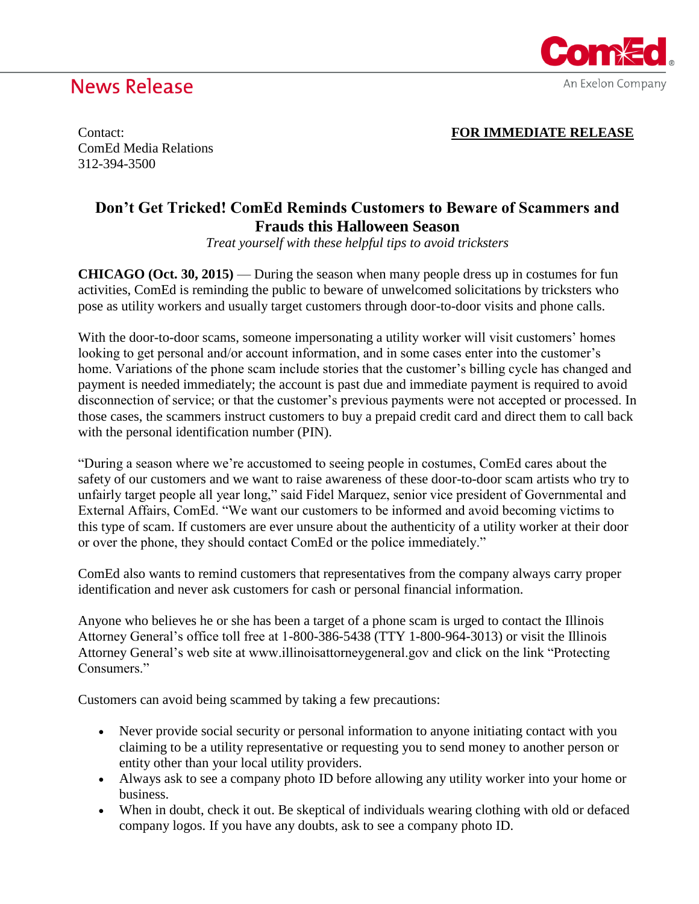# News Release

ComEd

An Exelon Company

Contact:
ComEd Media Relations
312-394-3500

**FOR IMMEDIATE RELEASE**

## Don't Get Tricked! ComEd Reminds Customers to Beware of Scammers and Frauds this Halloween Season

*Treat yourself with these helpful tips to avoid tricksters*

**CHICAGO (Oct. 30, 2015)** — During the season when many people dress up in costumes for fun activities, ComEd is reminding the public to beware of unwelcomed solicitations by tricksters who pose as utility workers and usually target customers through door-to-door visits and phone calls.

With the door-to-door scams, someone impersonating a utility worker will visit customers' homes looking to get personal and/or account information, and in some cases enter into the customer's home. Variations of the phone scam include stories that the customer's billing cycle has changed and payment is needed immediately; the account is past due and immediate payment is required to avoid disconnection of service; or that the customer's previous payments were not accepted or processed. In those cases, the scammers instruct customers to buy a prepaid credit card and direct them to call back with the personal identification number (PIN).

"During a season where we're accustomed to seeing people in costumes, ComEd cares about the safety of our customers and we want to raise awareness of these door-to-door scam artists who try to unfairly target people all year long," said Fidel Marquez, senior vice president of Governmental and External Affairs, ComEd. "We want our customers to be informed and avoid becoming victims to this type of scam. If customers are ever unsure about the authenticity of a utility worker at their door or over the phone, they should contact ComEd or the police immediately."

ComEd also wants to remind customers that representatives from the company always carry proper identification and never ask customers for cash or personal financial information.

Anyone who believes he or she has been a target of a phone scam is urged to contact the Illinois Attorney General's office toll free at 1-800-386-5438 (TTY 1-800-964-3013) or visit the Illinois Attorney General's web site at www.illinoisattorneygeneral.gov and click on the link "Protecting Consumers."

Customers can avoid being scammed by taking a few precautions:

- Never provide social security or personal information to anyone initiating contact with you claiming to be a utility representative or requesting you to send money to another person or entity other than your local utility providers.
- Always ask to see a company photo ID before allowing any utility worker into your home or business.
- When in doubt, check it out. Be skeptical of individuals wearing clothing with old or defaced company logos. If you have any doubts, ask to see a company photo ID.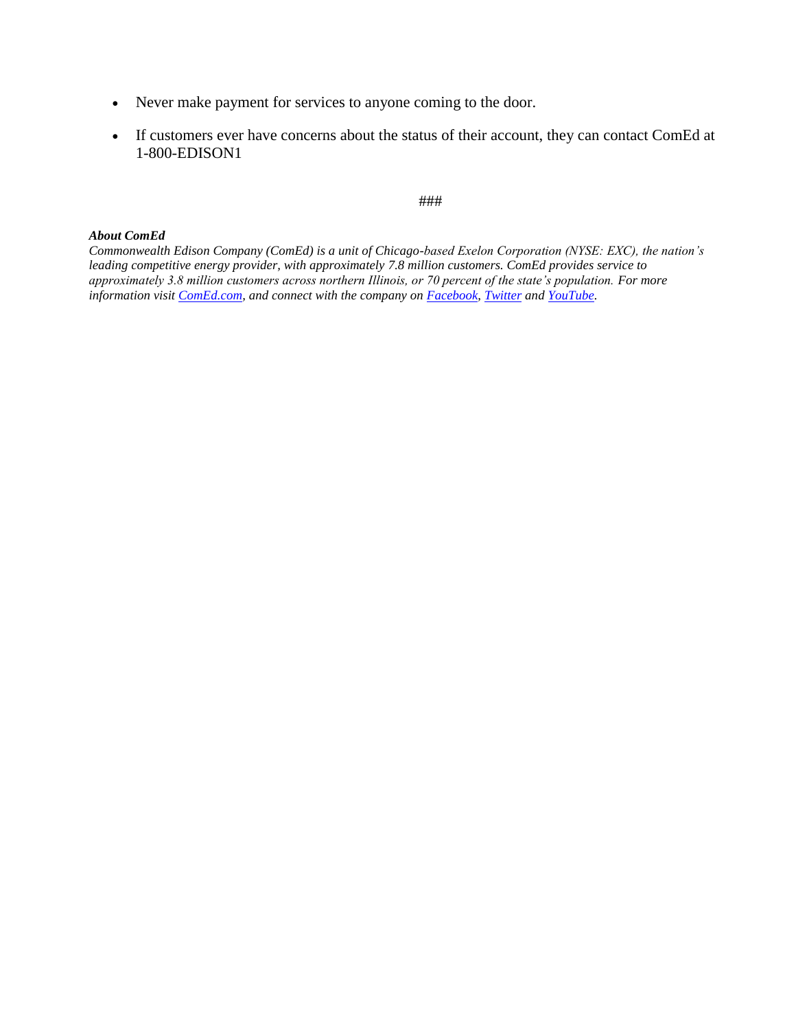- Never make payment for services to anyone coming to the door.
- If customers ever have concerns about the status of their account, they can contact ComEd at 1-800-EDISON1

###

***About ComEd***
*Commonwealth Edison Company (ComEd) is a unit of Chicago-based Exelon Corporation (NYSE: EXC), the nation's leading competitive energy provider, with approximately 7.8 million customers. ComEd provides service to approximately 3.8 million customers across northern Illinois, or 70 percent of the state's population. For more information visit [ComEd.com](ComEd.com), and connect with the company on [Facebook](Facebook), [Twitter](Twitter) and [YouTube](YouTube).*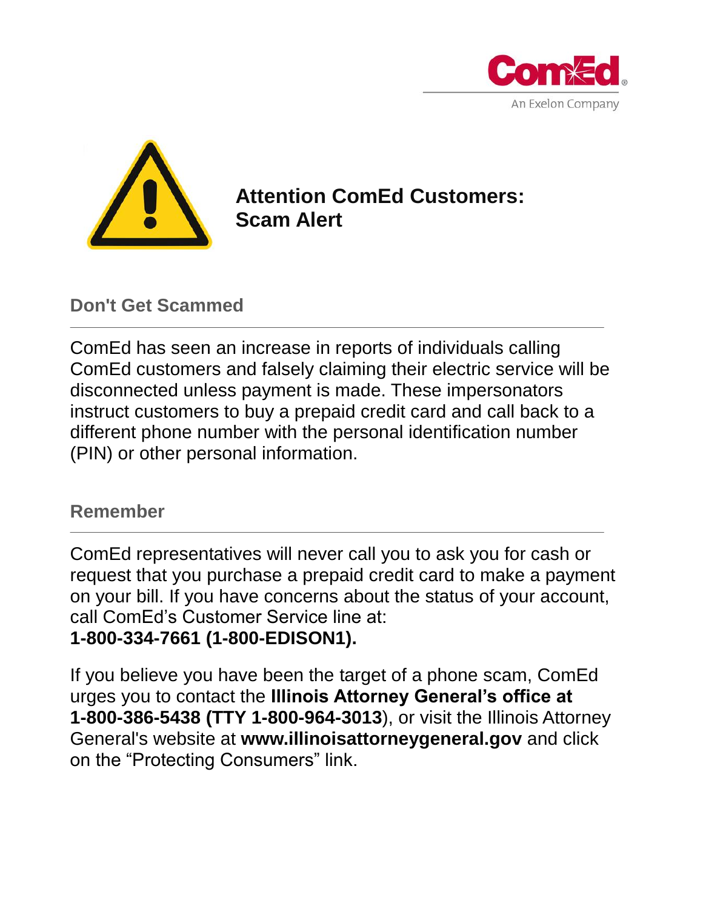ComEd
An Exelon Company

# Attention ComEd Customers: Scam Alert

## Don't Get Scammed

ComEd has seen an increase in reports of individuals calling ComEd customers and falsely claiming their electric service will be disconnected unless payment is made. These impersonators instruct customers to buy a prepaid credit card and call back to a different phone number with the personal identification number (PIN) or other personal information.

## Remember

ComEd representatives will never call you to ask you for cash or request that you purchase a prepaid credit card to make a payment on your bill. If you have concerns about the status of your account, call ComEd's Customer Service line at:
**1-800-334-7661 (1-800-EDISON1).**

If you believe you have been the target of a phone scam, ComEd urges you to contact the **Illinois Attorney General's office at 1-800-386-5438 (TTY 1-800-964-3013**), or visit the Illinois Attorney General's website at **www.illinoisattorneygeneral.gov** and click on the "Protecting Consumers" link.